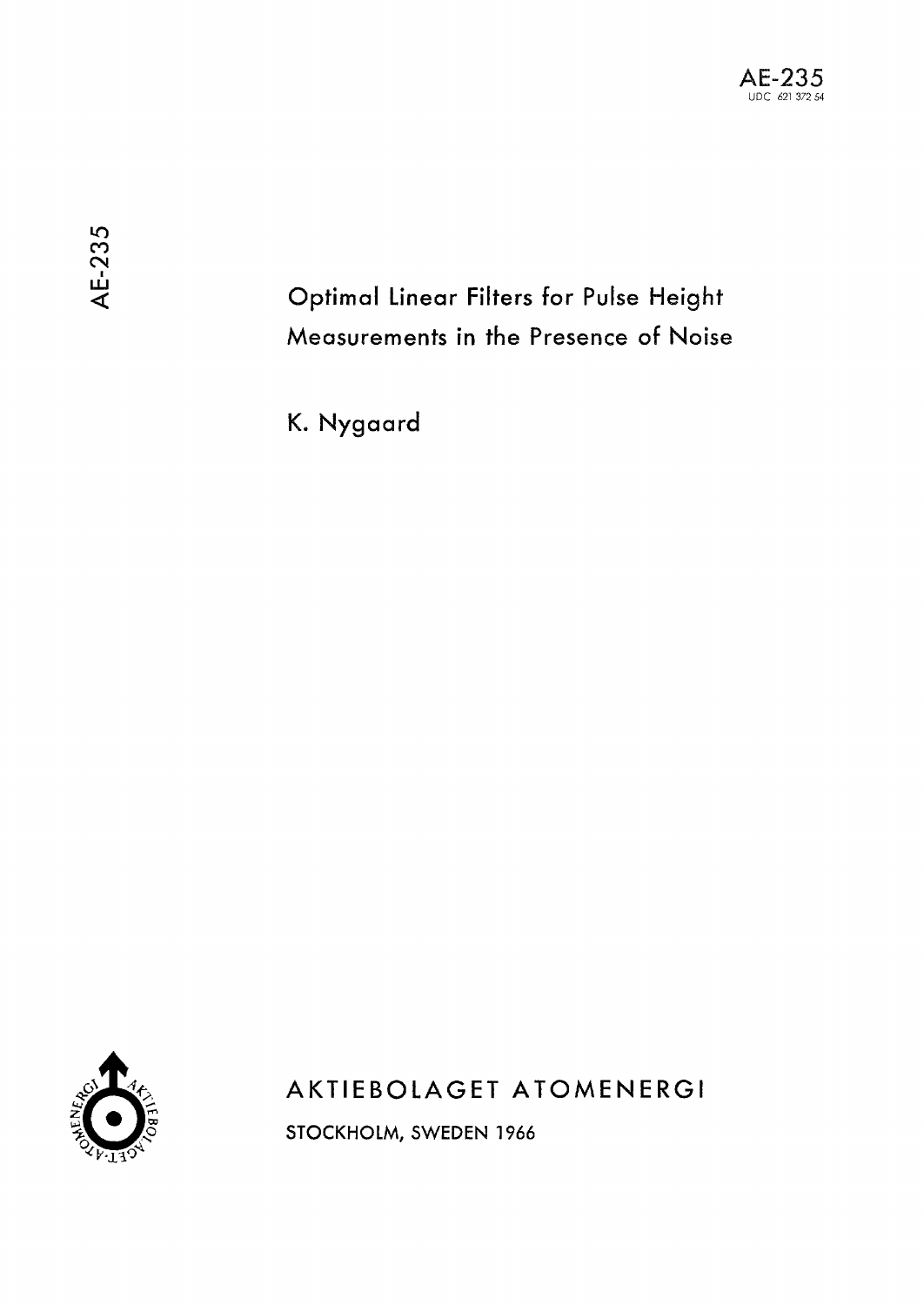AE-235

UDC 621.372.54

# Optimal Linear Filters for Pulse Height Measurements in the Presence of Noise

K. Nygaard

AKTIEBOLAGET ATOMENERGI

STOCKHOLM, SWEDEN 1966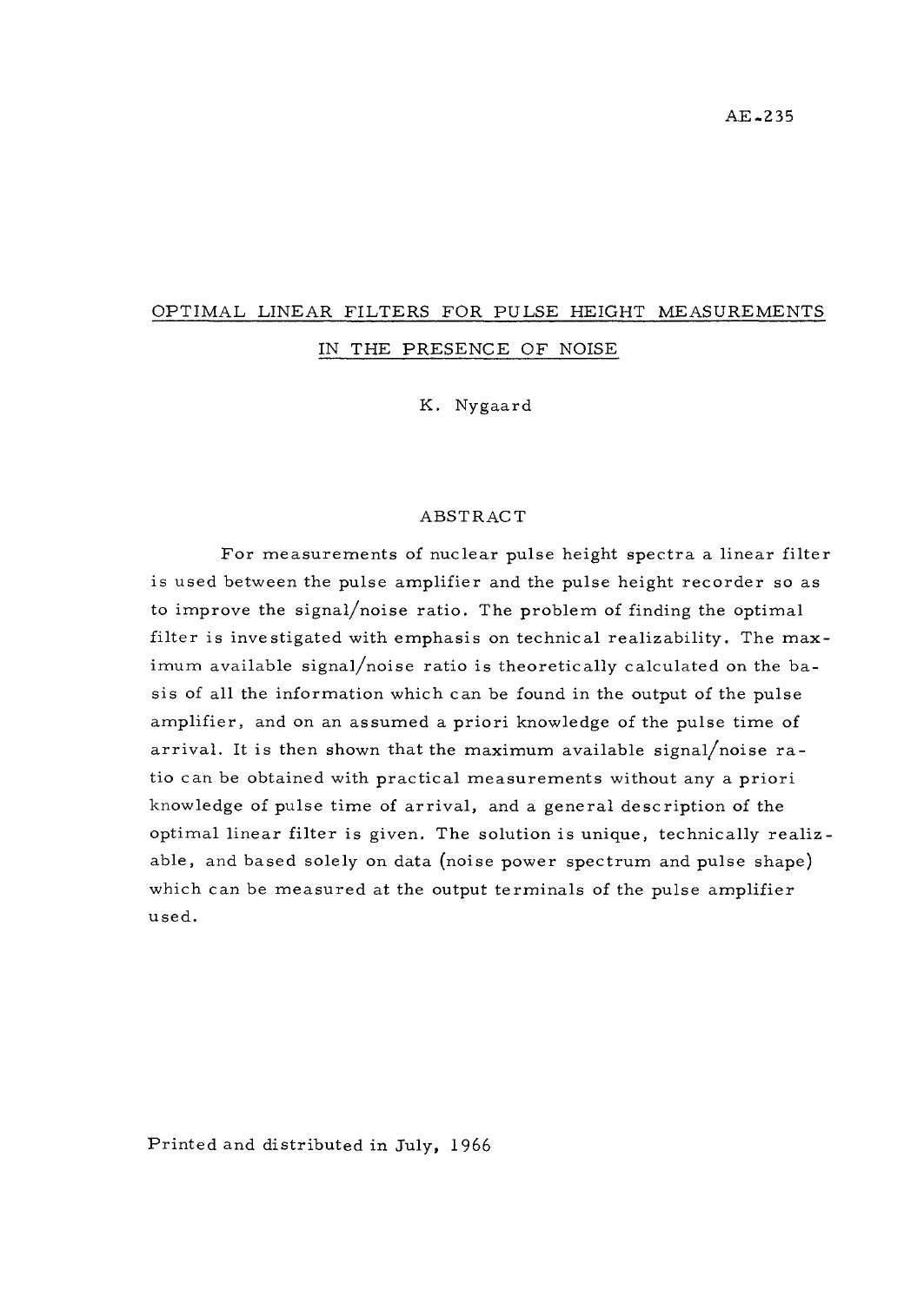AE-235

# OPTIMAL LINEAR FILTERS FOR PULSE HEIGHT MEASUREMENTS IN THE PRESENCE OF NOISE

K. Nygaard

## ABSTRACT

For measurements of nuclear pulse height spectra a linear filter is used between the pulse amplifier and the pulse height recorder so as to improve the signal/noise ratio. The problem of finding the optimal filter is investigated with emphasis on technical realizability. The maximum available signal/noise ratio is theoretically calculated on the basis of all the information which can be found in the output of the pulse amplifier, and on an assumed a priori knowledge of the pulse time of arrival. It is then shown that the maximum available signal/noise ratio can be obtained with practical measurements without any a priori knowledge of pulse time of arrival, and a general description of the optimal linear filter is given. The solution is unique, technically realizable, and based solely on data (noise power spectrum and pulse shape) which can be measured at the output terminals of the pulse amplifier used.

Printed and distributed in July, 1966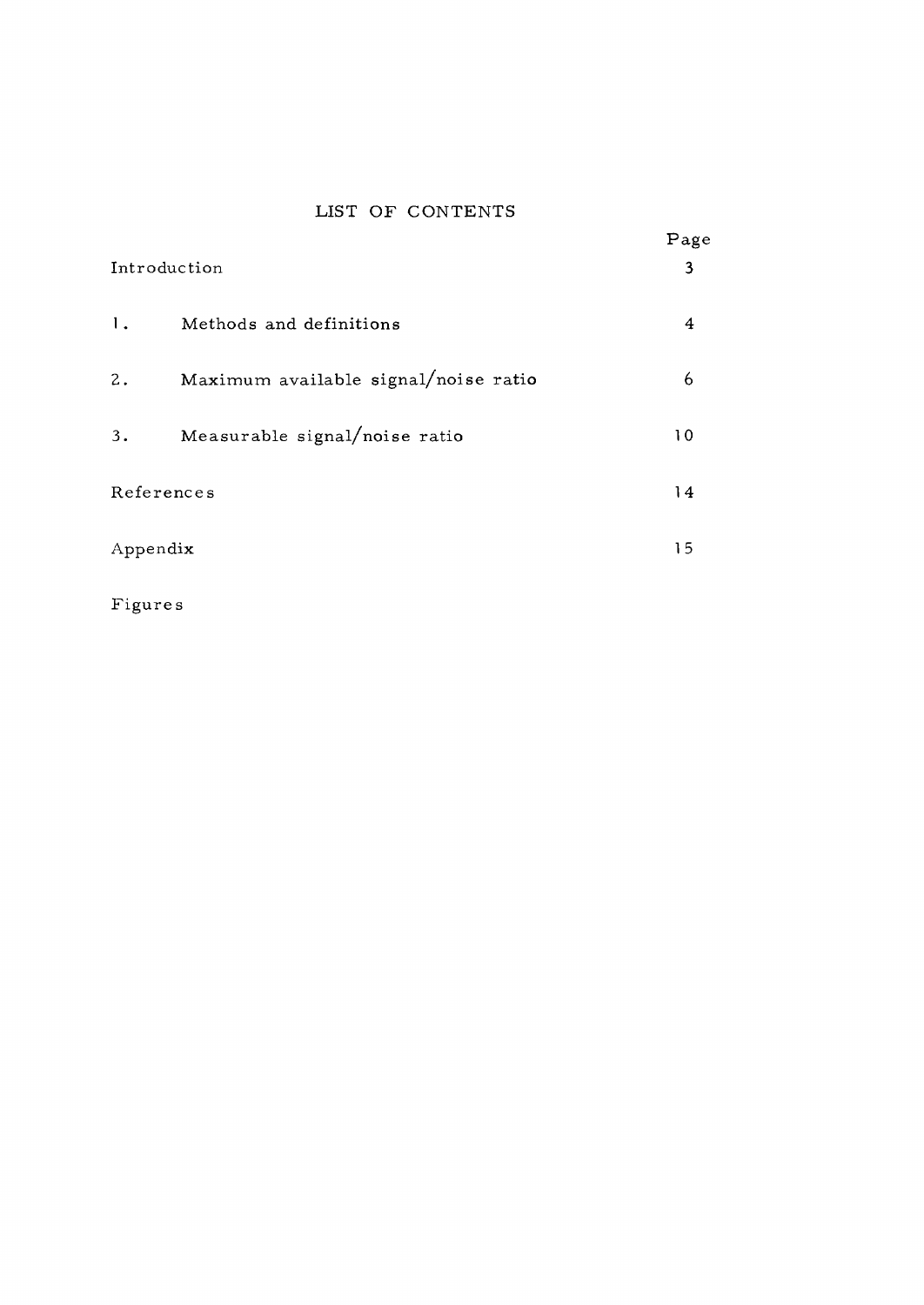# LIST OF CONTENTS

| | | Page |
|---|---|---|
| Introduction | | 3 |
| 1. | Methods and definitions | 4 |
| 2. | Maximum available signal/noise ratio | 6 |
| 3. | Measurable signal/noise ratio | 10 |
| References | | 14 |
| Appendix | | 15 |
| Figures | | |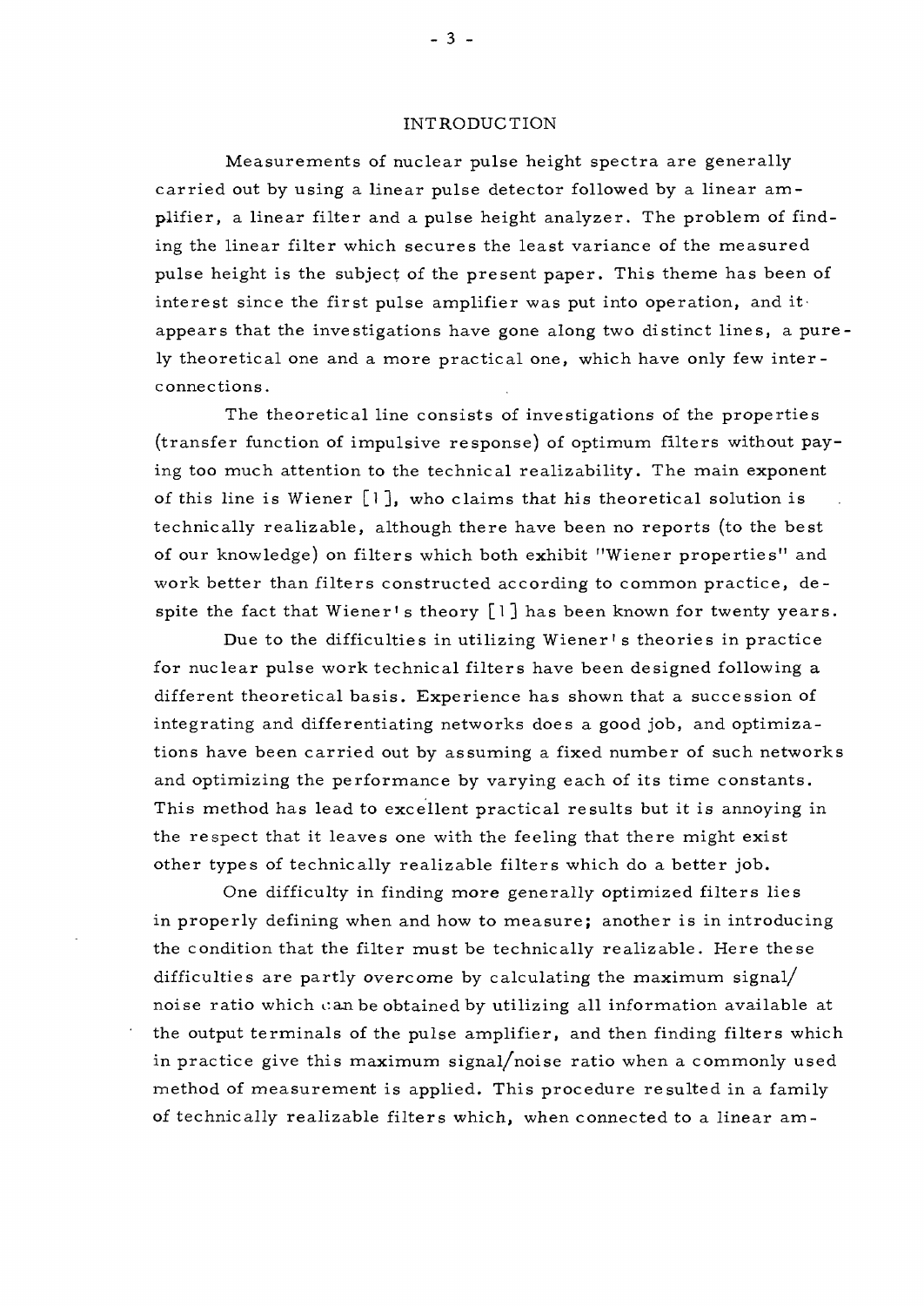# INTRODUCTION

Measurements of nuclear pulse height spectra are generally carried out by using a linear pulse detector followed by a linear amplifier, a linear filter and a pulse height analyzer. The problem of finding the linear filter which secures the least variance of the measured pulse height is the subject of the present paper. This theme has been of interest since the first pulse amplifier was put into operation, and it appears that the investigations have gone along two distinct lines, a purely theoretical one and a more practical one, which have only few interconnections.

The theoretical line consists of investigations of the properties (transfer function of impulsive response) of optimum filters without paying too much attention to the technical realizability. The main exponent of this line is Wiener [1], who claims that his theoretical solution is technically realizable, although there have been no reports (to the best of our knowledge) on filters which both exhibit "Wiener properties" and work better than filters constructed according to common practice, despite the fact that Wiener's theory [1] has been known for twenty years.

Due to the difficulties in utilizing Wiener's theories in practice for nuclear pulse work technical filters have been designed following a different theoretical basis. Experience has shown that a succession of integrating and differentiating networks does a good job, and optimizations have been carried out by assuming a fixed number of such networks and optimizing the performance by varying each of its time constants. This method has lead to excellent practical results but it is annoying in the respect that it leaves one with the feeling that there might exist other types of technically realizable filters which do a better job.

One difficulty in finding more generally optimized filters lies in properly defining when and how to measure; another is in introducing the condition that the filter must be technically realizable. Here these difficulties are partly overcome by calculating the maximum signal/noise ratio which can be obtained by utilizing all information available at the output terminals of the pulse amplifier, and then finding filters which in practice give this maximum signal/noise ratio when a commonly used method of measurement is applied. This procedure resulted in a family of technically realizable filters which, when connected to a linear am-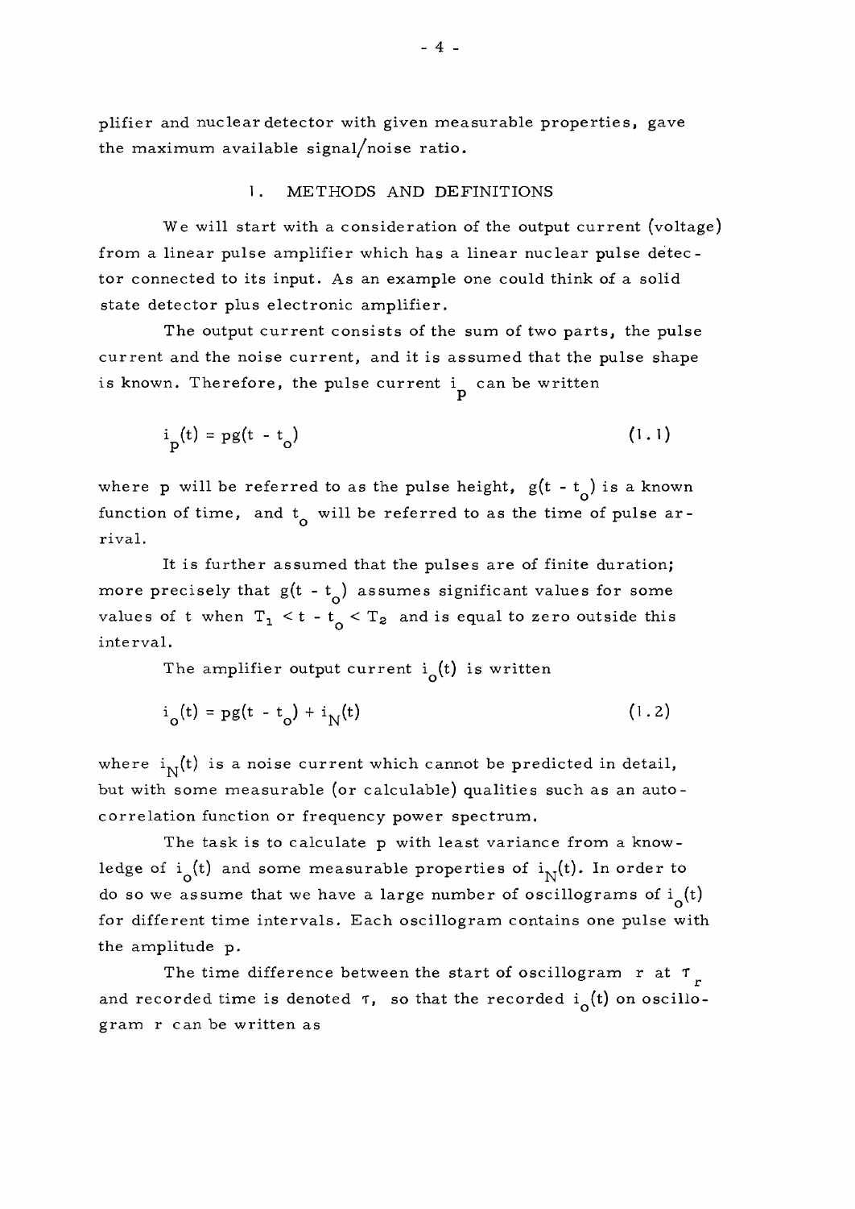plifier and nuclear detector with given measurable properties, gave the maximum available signal/noise ratio.

## 1. METHODS AND DEFINITIONS

We will start with a consideration of the output current (voltage) from a linear pulse amplifier which has a linear nuclear pulse detector connected to its input. As an example one could think of a solid state detector plus electronic amplifier.

The output current consists of the sum of two parts, the pulse current and the noise current, and it is assumed that the pulse shape is known. Therefore, the pulse current $i_p$ can be written

$$i_p(t) = pg(t - t_o) \tag{1.1}$$

where p will be referred to as the pulse height, $g(t - t_o)$ is a known function of time, and $t_o$ will be referred to as the time of pulse arrival.

It is further assumed that the pulses are of finite duration; more precisely that $g(t - t_o)$ assumes significant values for some values of t when $T_1 < t - t_o < T_2$ and is equal to zero outside this interval.

The amplifier output current $i_o(t)$ is written

$$i_o(t) = pg(t - t_o) + i_N(t) \tag{1.2}$$

where $i_N(t)$ is a noise current which cannot be predicted in detail, but with some measurable (or calculable) qualities such as an autocorrelation function or frequency power spectrum.

The task is to calculate p with least variance from a knowledge of $i_o(t)$ and some measurable properties of $i_N(t)$. In order to do so we assume that we have a large number of oscillograms of $i_o(t)$ for different time intervals. Each oscillogram contains one pulse with the amplitude p.

The time difference between the start of oscillogram r at $\tau_r$ and recorded time is denoted $\tau$, so that the recorded $i_o(t)$ on oscillogram r can be written as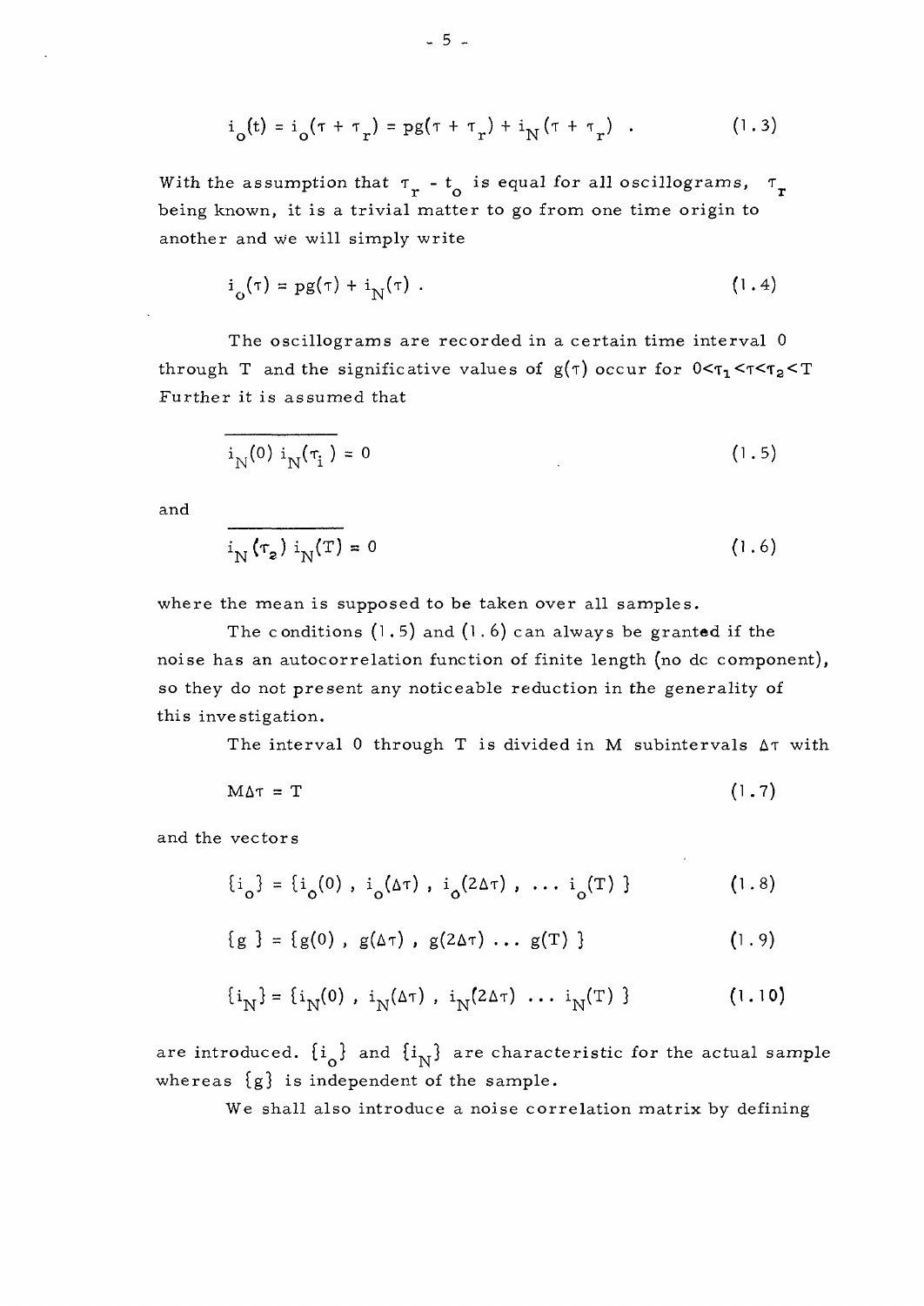$$i_o(t) = i_o(\tau + \tau_r) = pg(\tau + \tau_r) + i_N(\tau + \tau_r) \quad . \tag{1.3}$$

With the assumption that $\tau_r - t_o$ is equal for all oscillograms, $\tau_r$ being known, it is a trivial matter to go from one time origin to another and we will simply write

$$i_o(\tau) = pg(\tau) + i_N(\tau) \; . \tag{1.4}$$

The oscillograms are recorded in a certain time interval 0 through T and the significative values of $g(\tau)$ occur for $0<\tau_1<\tau<\tau_2<T$ Further it is assumed that

$$\overline{i_N(0)\, i_N(\tau_i)} = 0 \tag{1.5}$$

and

$$\overline{i_N(\tau_2)\, i_N(T)} = 0 \tag{1.6}$$

where the mean is supposed to be taken over all samples.

The conditions (1.5) and (1.6) can always be granted if the noise has an autocorrelation function of finite length (no dc component), so they do not present any noticeable reduction in the generality of this investigation.

The interval 0 through T is divided in M subintervals $\Delta\tau$ with

$$M\Delta\tau = T \tag{1.7}$$

and the vectors

$$\{i_o\} = \{i_o(0)\;,\; i_o(\Delta\tau)\;,\; i_o(2\Delta\tau)\;,\; \ldots\; i_o(T)\;\} \tag{1.8}$$

$$\{g\;\} = \{g(0)\;,\; g(\Delta\tau)\;,\; g(2\Delta\tau)\; \ldots\; g(T)\;\} \tag{1.9}$$

$$\{i_N\} = \{i_N(0)\;,\; i_N(\Delta\tau)\;,\; i_N(2\Delta\tau)\; \ldots\; i_N(T)\;\} \tag{1.10}$$

are introduced. $\{i_o\}$ and $\{i_N\}$ are characteristic for the actual sample whereas $\{g\}$ is independent of the sample.

We shall also introduce a noise correlation matrix by defining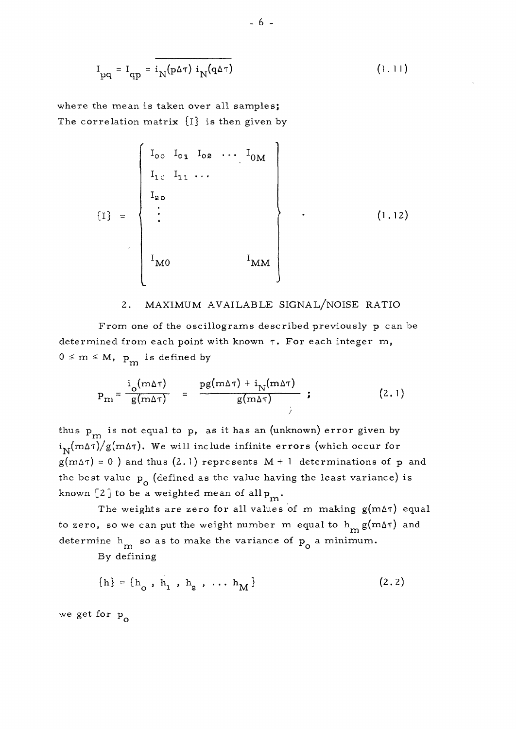$$I_{pq} = I_{qp} = \overline{i_N(p\Delta\tau)\, i_N(q\Delta\tau)} \tag{1.11}$$

where the mean is taken over all samples;
The correlation matrix $\{I\}$ is then given by

$$\{I\} = \left\{ \begin{matrix} I_{00} & I_{01} & I_{02} & \cdots & I_{0M} \\ I_{10} & I_{11} & \cdots & & \\ I_{20} & & & & \\ \vdots & & & & \\ I_{M0} & & & & I_{MM} \end{matrix} \right\} \quad . \tag{1.12}$$

## 2. MAXIMUM AVAILABLE SIGNAL/NOISE RATIO

From one of the oscillograms described previously p can be determined from each point with known $\tau$. For each integer m, $0 \leq m \leq M$, $p_m$ is defined by

$$p_m = \frac{i_o(m\Delta\tau)}{g(m\Delta\tau)} = \frac{pg(m\Delta\tau) + i_N(m\Delta\tau)}{g(m\Delta\tau)} \quad ; \tag{2.1}$$

thus $p_m$ is not equal to p, as it has an (unknown) error given by $i_N(m\Delta\tau)/g(m\Delta\tau)$. We will include infinite errors (which occur for $g(m\Delta\tau) = 0$ ) and thus (2.1) represents M + 1 determinations of p and the best value $p_o$ (defined as the value having the least variance) is known [2] to be a weighted mean of all $p_m$.

The weights are zero for all values of m making $g(m\Delta\tau)$ equal to zero, so we can put the weight number m equal to $h_m\, g(m\Delta\tau)$ and determine $h_m$ so as to make the variance of $p_o$ a minimum.

By defining

$$\{h\} = \{h_o, h_1, h_2, \ldots h_M\} \tag{2.2}$$

we get for $p_o$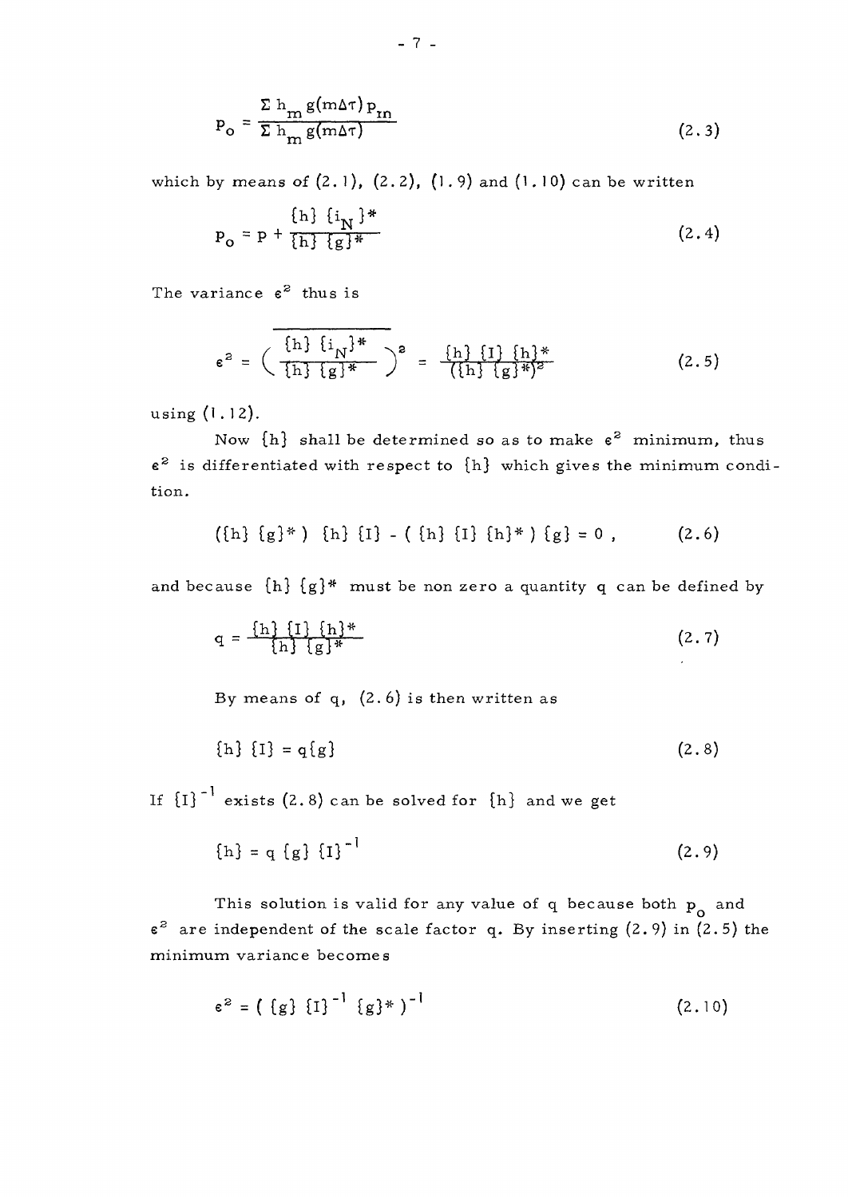$$p_o = \frac{\Sigma\, h_m\, g(m\Delta\tau)\, p_m}{\Sigma\, h_m\, g(m\Delta\tau)} \tag{2.3}$$

which by means of (2.1), (2.2), (1.9) and (1.10) can be written

$$p_o = p + \frac{\{h\}\ \{i_N\}^*}{\{h\}\ \{g\}^*} \tag{2.4}$$

The variance $\epsilon^2$ thus is

$$\epsilon^2 = \overline{\left( \frac{\{h\}\ \{i_N\}^*}{\{h\}\ \{g\}^*} \right)^2} = \frac{\{h\}\ \{I\}\ \{h\}^*}{(\{h\}\ \{g\}^*)^2} \tag{2.5}$$

using (1.12).

Now $\{h\}$ shall be determined so as to make $\epsilon^2$ minimum, thus $\epsilon^2$ is differentiated with respect to $\{h\}$ which gives the minimum condition.

$$(\{h\}\ \{g\}^*)\ \{h\}\ \{I\} - (\ \{h\}\ \{I\}\ \{h\}^*\ )\ \{g\} = 0\ , \tag{2.6}$$

and because $\{h\}\ \{g\}^*$ must be non zero a quantity $q$ can be defined by

$$q = \frac{\{h\}\ \{I\}\ \{h\}^*}{\{h\}\ \{g\}^*} \tag{2.7}$$

By means of $q$, (2.6) is then written as

$$\{h\}\ \{I\} = q\{g\} \tag{2.8}$$

If $\{I\}^{-1}$ exists (2.8) can be solved for $\{h\}$ and we get

$$\{h\} = q\ \{g\}\ \{I\}^{-1} \tag{2.9}$$

This solution is valid for any value of $q$ because both $p_o$ and $\epsilon^2$ are independent of the scale factor $q$. By inserting (2.9) in (2.5) the minimum variance becomes

$$\epsilon^2 = (\ \{g\}\ \{I\}^{-1}\ \{g\}^*\ )^{-1} \tag{2.10}$$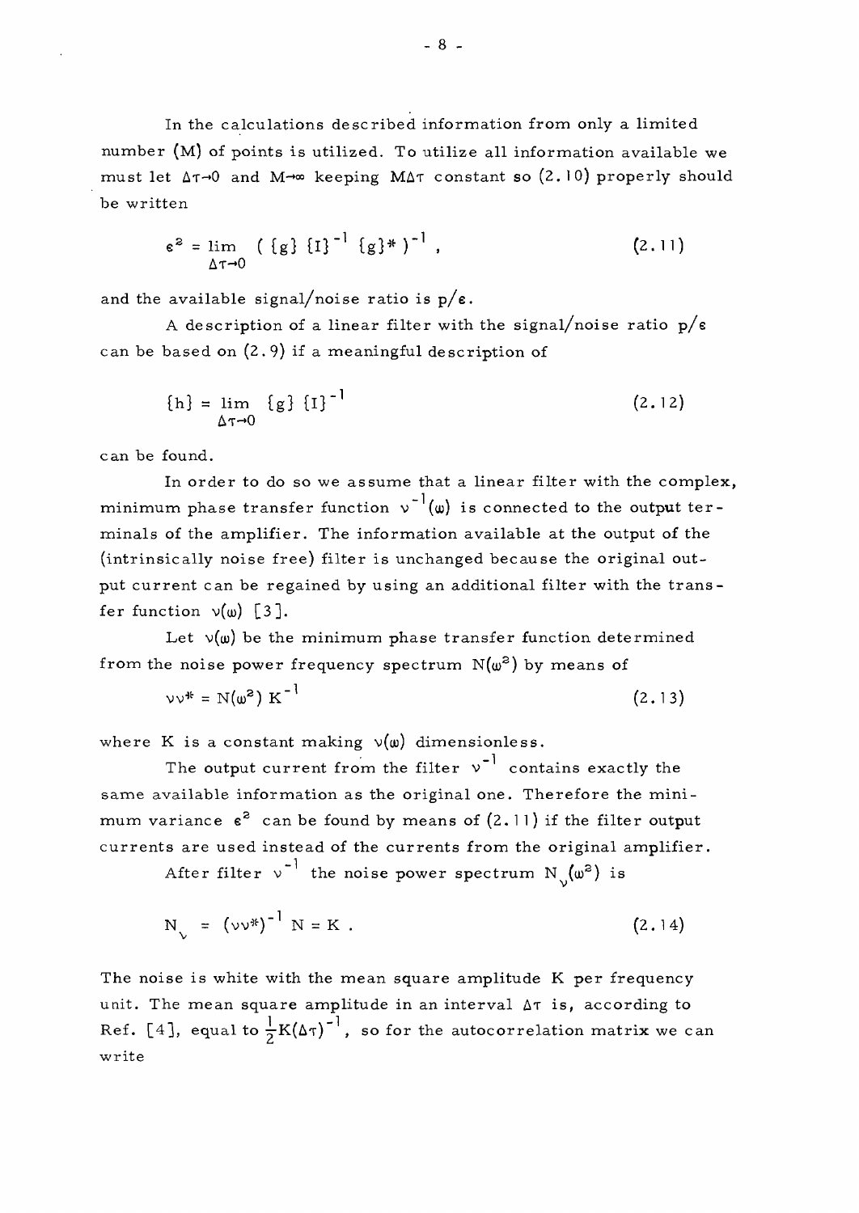In the calculations described information from only a limited number (M) of points is utilized. To utilize all information available we must let $\Delta\tau \rightarrow 0$ and $M \rightarrow \infty$ keeping $M\Delta\tau$ constant so (2.10) properly should be written

$$\epsilon^2 = \lim_{\Delta\tau \rightarrow 0} \left( \{g\} \{I\}^{-1} \{g\}^* \right)^{-1} , \qquad (2.11)$$

and the available signal/noise ratio is $p/\epsilon$.

A description of a linear filter with the signal/noise ratio $p/\epsilon$ can be based on (2.9) if a meaningful description of

$$\{h\} = \lim_{\Delta\tau \rightarrow 0} \{g\} \{I\}^{-1} \qquad (2.12)$$

can be found.

In order to do so we assume that a linear filter with the complex, minimum phase transfer function $\nu^{-1}(\omega)$ is connected to the output terminals of the amplifier. The information available at the output of the (intrinsically noise free) filter is unchanged because the original output current can be regained by using an additional filter with the transfer function $\nu(\omega)$ [3].

Let $\nu(\omega)$ be the minimum phase transfer function determined from the noise power frequency spectrum $N(\omega^2)$ by means of

$$\nu\nu^* = N(\omega^2)\, K^{-1} \qquad (2.13)$$

where K is a constant making $\nu(\omega)$ dimensionless.

The output current from the filter $\nu^{-1}$ contains exactly the same available information as the original one. Therefore the minimum variance $\epsilon^2$ can be found by means of (2.11) if the filter output currents are used instead of the currents from the original amplifier.

After filter $\nu^{-1}$ the noise power spectrum $N_\nu(\omega^2)$ is

$$N_\nu = (\nu\nu^*)^{-1}\, N = K . \qquad (2.14)$$

The noise is white with the mean square amplitude K per frequency unit. The mean square amplitude in an interval $\Delta\tau$ is, according to Ref. [4], equal to $\frac{1}{2}K(\Delta\tau)^{-1}$, so for the autocorrelation matrix we can write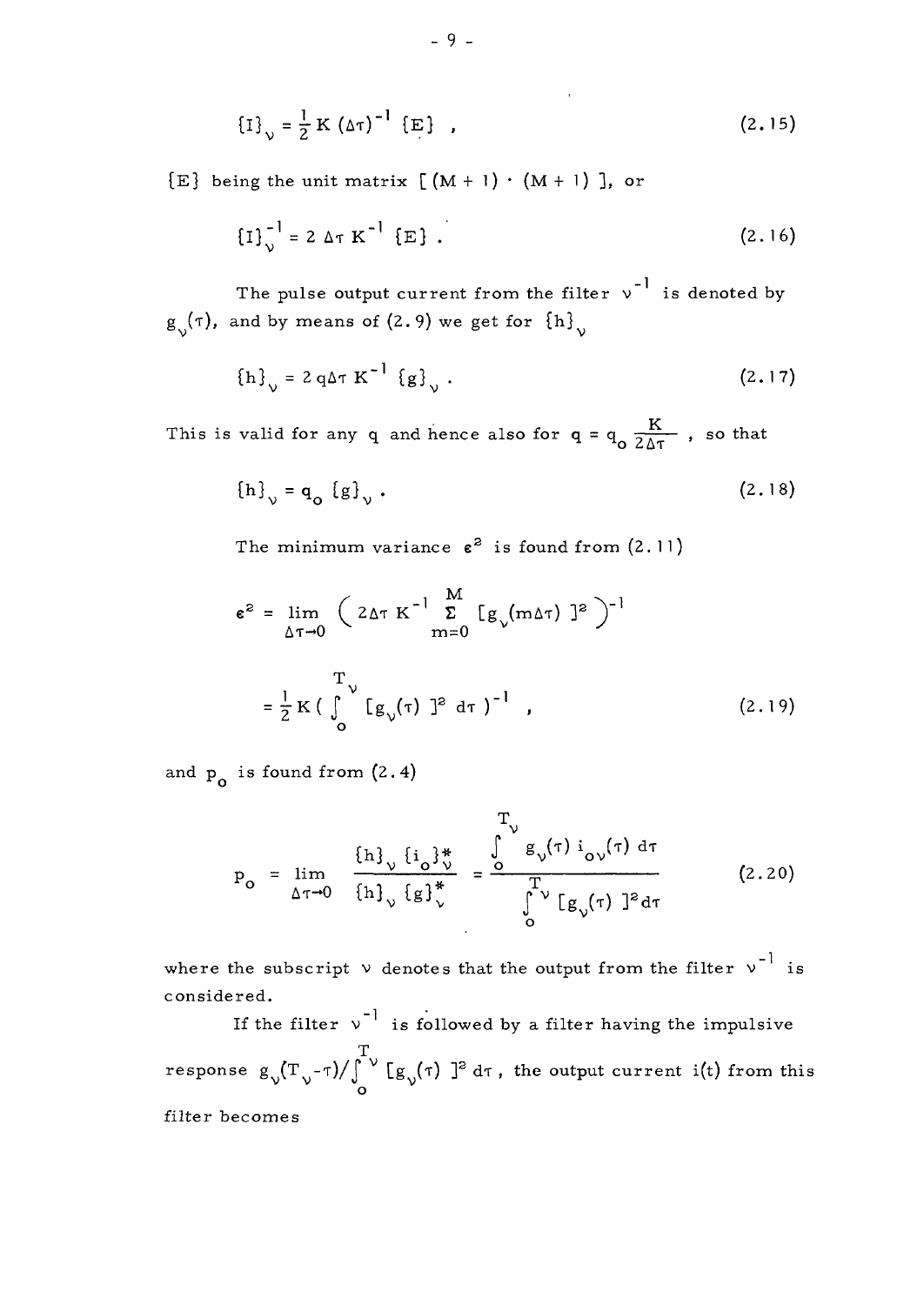$$\{I\}_\nu = \frac{1}{2} K \, (\Delta\tau)^{-1} \, \{E\} \quad , \tag{2.15}$$

$\{E\}$ being the unit matrix $[(M+1)\cdot(M+1)]$, or

$$\{I\}_\nu^{-1} = 2 \, \Delta\tau \, K^{-1} \, \{E\} \; . \tag{2.16}$$

The pulse output current from the filter $\nu^{-1}$ is denoted by $g_\nu(\tau)$, and by means of (2.9) we get for $\{h\}_\nu$

$$\{h\}_\nu = 2 \, q \Delta\tau \, K^{-1} \, \{g\}_\nu \; . \tag{2.17}$$

This is valid for any q and hence also for $q = q_o \frac{K}{2\Delta\tau}$ , so that

$$\{h\}_\nu = q_o \, \{g\}_\nu \; . \tag{2.18}$$

The minimum variance $\varepsilon^2$ is found from (2.11)

$$\varepsilon^2 = \lim_{\Delta\tau \to 0} \left( 2\Delta\tau \, K^{-1} \sum_{m=0}^{M} [g_\nu(m\Delta\tau)]^2 \right)^{-1}$$

$$= \frac{1}{2} K \left( \int_0^{T_\nu} [g_\nu(\tau)]^2 \, d\tau \right)^{-1} \quad , \tag{2.19}$$

and $p_o$ is found from (2.4)

$$p_o = \lim_{\Delta\tau \to 0} \frac{\{h\}_\nu \, \{i_o\}_\nu^*}{\{h\}_\nu \, \{g\}_\nu^*} = \frac{\int_0^{T_\nu} g_\nu(\tau) \, i_{o\nu}(\tau) \, d\tau}{\int_0^{T_\nu} [g_\nu(\tau)]^2 d\tau} \tag{2.20}$$

where the subscript $\nu$ denotes that the output from the filter $\nu^{-1}$ is considered.

If the filter $\nu^{-1}$ is followed by a filter having the impulsive response $g_\nu(T_\nu - \tau)/\int_0^{T_\nu} [g_\nu(\tau)]^2 \, d\tau$ , the output current i(t) from this filter becomes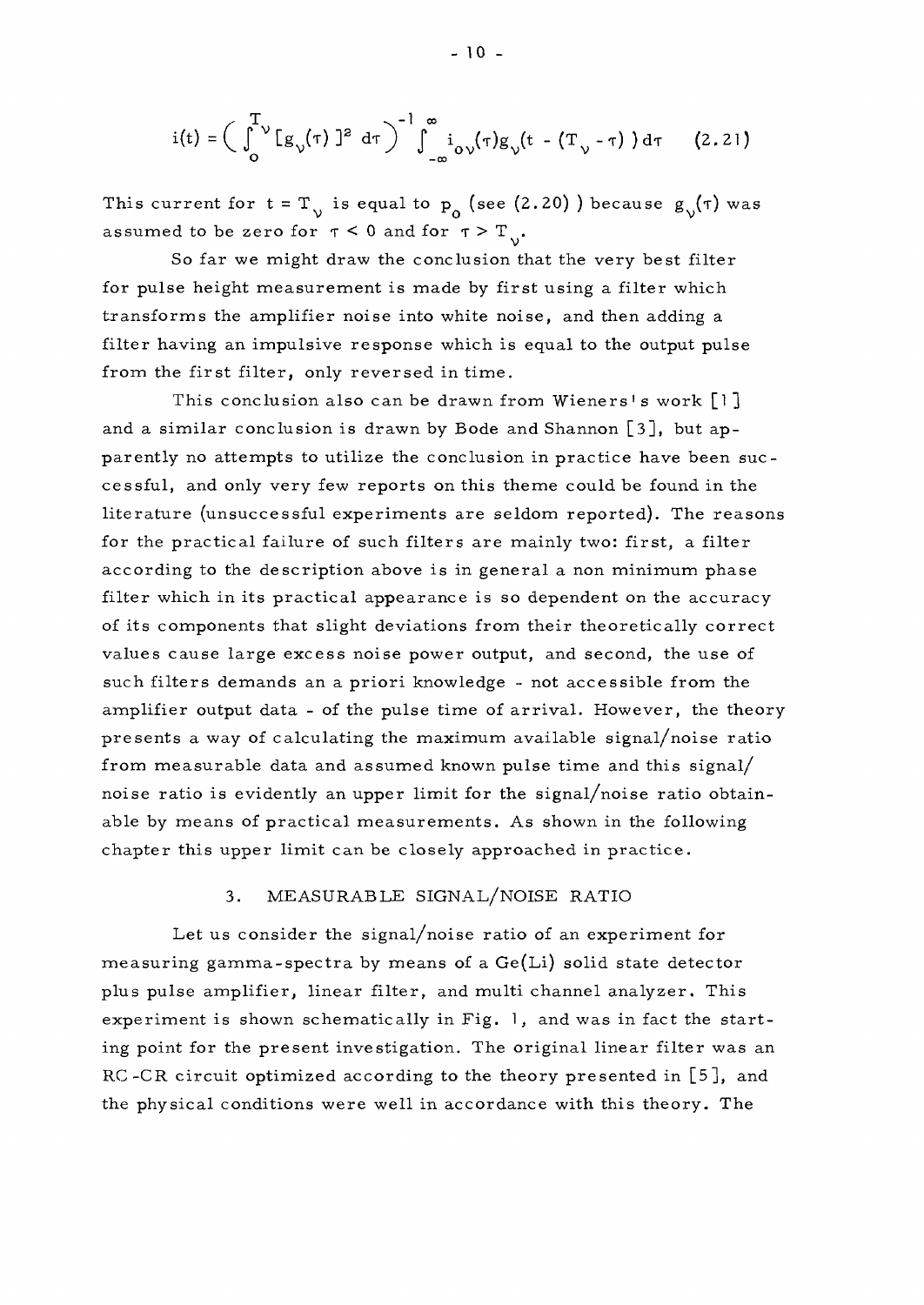$$i(t) = \left( \int_0^{T_\nu} [g_\nu(\tau)]^2 \, d\tau \right)^{-1} \int_{-\infty}^{\infty} i_{o\nu}(\tau) g_\nu(t - (T_\nu - \tau)) \, d\tau \qquad (2.21)$$

This current for $t = T_\nu$ is equal to $p_o$ (see (2.20) ) because $g_\nu(\tau)$ was assumed to be zero for $\tau < 0$ and for $\tau > T_\nu$.

So far we might draw the conclusion that the very best filter for pulse height measurement is made by first using a filter which transforms the amplifier noise into white noise, and then adding a filter having an impulsive response which is equal to the output pulse from the first filter, only reversed in time.

This conclusion also can be drawn from Wieners's work [1] and a similar conclusion is drawn by Bode and Shannon [3], but apparently no attempts to utilize the conclusion in practice have been successful, and only very few reports on this theme could be found in the literature (unsuccessful experiments are seldom reported). The reasons for the practical failure of such filters are mainly two: first, a filter according to the description above is in general a non minimum phase filter which in its practical appearance is so dependent on the accuracy of its components that slight deviations from their theoretically correct values cause large excess noise power output, and second, the use of such filters demands an a priori knowledge - not accessible from the amplifier output data - of the pulse time of arrival. However, the theory presents a way of calculating the maximum available signal/noise ratio from measurable data and assumed known pulse time and this signal/noise ratio is evidently an upper limit for the signal/noise ratio obtainable by means of practical measurements. As shown in the following chapter this upper limit can be closely approached in practice.

## 3. MEASURABLE SIGNAL/NOISE RATIO

Let us consider the signal/noise ratio of an experiment for measuring gamma-spectra by means of a Ge(Li) solid state detector plus pulse amplifier, linear filter, and multi channel analyzer. This experiment is shown schematically in Fig. 1, and was in fact the starting point for the present investigation. The original linear filter was an RC-CR circuit optimized according to the theory presented in [5], and the physical conditions were well in accordance with this theory. The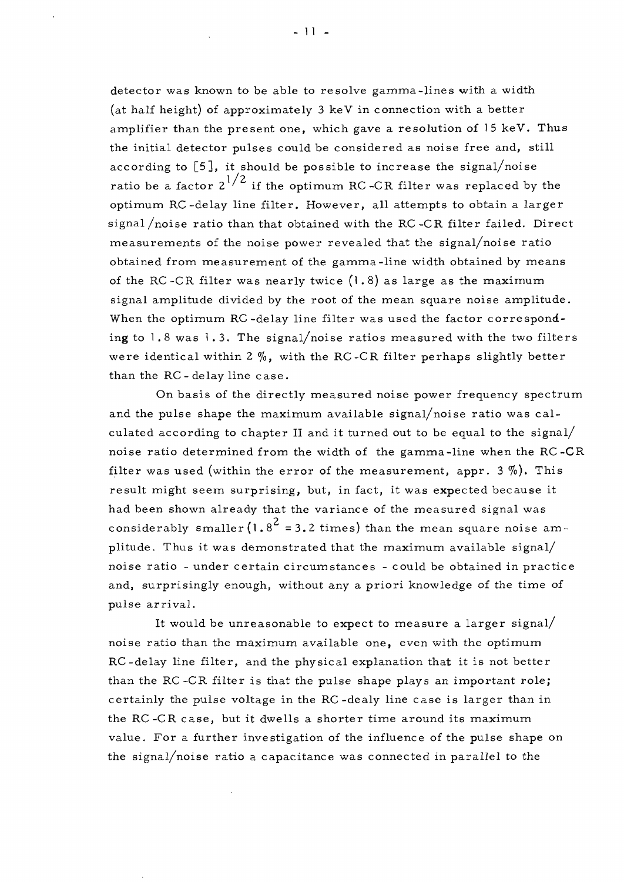detector was known to be able to resolve gamma-lines with a width (at half height) of approximately 3 keV in connection with a better amplifier than the present one, which gave a resolution of 15 keV. Thus the initial detector pulses could be considered as noise free and, still according to [5], it should be possible to increase the signal/noise ratio be a factor $2^{1/2}$ if the optimum RC-CR filter was replaced by the optimum RC-delay line filter. However, all attempts to obtain a larger signal/noise ratio than that obtained with the RC-CR filter failed. Direct measurements of the noise power revealed that the signal/noise ratio obtained from measurement of the gamma-line width obtained by means of the RC-CR filter was nearly twice (1.8) as large as the maximum signal amplitude divided by the root of the mean square noise amplitude. When the optimum RC-delay line filter was used the factor corresponding to 1.8 was 1.3. The signal/noise ratios measured with the two filters were identical within 2 %, with the RC-CR filter perhaps slightly better than the RC-delay line case.

On basis of the directly measured noise power frequency spectrum and the pulse shape the maximum available signal/noise ratio was calculated according to chapter II and it turned out to be equal to the signal/noise ratio determined from the width of the gamma-line when the RC-CR filter was used (within the error of the measurement, appr. 3 %). This result might seem surprising, but, in fact, it was expected because it had been shown already that the variance of the measured signal was considerably smaller ($1.8^2 = 3.2$ times) than the mean square noise amplitude. Thus it was demonstrated that the maximum available signal/noise ratio - under certain circumstances - could be obtained in practice and, surprisingly enough, without any a priori knowledge of the time of pulse arrival.

It would be unreasonable to expect to measure a larger signal/noise ratio than the maximum available one, even with the optimum RC-delay line filter, and the physical explanation that it is not better than the RC-CR filter is that the pulse shape plays an important role; certainly the pulse voltage in the RC-dealy line case is larger than in the RC-CR case, but it dwells a shorter time around its maximum value. For a further investigation of the influence of the pulse shape on the signal/noise ratio a capacitance was connected in parallel to the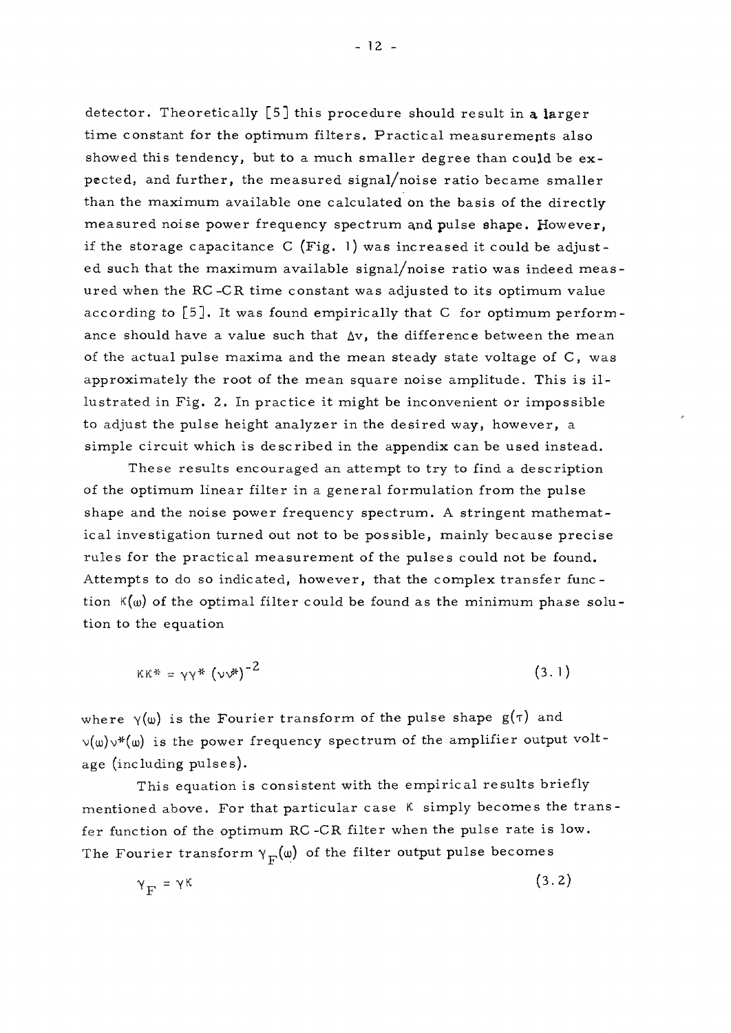detector. Theoretically [5] this procedure should result in a larger time constant for the optimum filters. Practical measurements also showed this tendency, but to a much smaller degree than could be expected, and further, the measured signal/noise ratio became smaller than the maximum available one calculated on the basis of the directly measured noise power frequency spectrum and pulse shape. However, if the storage capacitance C (Fig. 1) was increased it could be adjusted such that the maximum available signal/noise ratio was indeed measured when the RC-CR time constant was adjusted to its optimum value according to [5]. It was found empirically that C for optimum performance should have a value such that $\Delta v$, the difference between the mean of the actual pulse maxima and the mean steady state voltage of C, was approximately the root of the mean square noise amplitude. This is illustrated in Fig. 2. In practice it might be inconvenient or impossible to adjust the pulse height analyzer in the desired way, however, a simple circuit which is described in the appendix can be used instead.

These results encouraged an attempt to try to find a description of the optimum linear filter in a general formulation from the pulse shape and the noise power frequency spectrum. A stringent mathematical investigation turned out not to be possible, mainly because precise rules for the practical measurement of the pulses could not be found. Attempts to do so indicated, however, that the complex transfer function $\kappa(\omega)$ of the optimal filter could be found as the minimum phase solution to the equation

$$\kappa\kappa^* = \gamma\gamma^* \, (\nu\nu^*)^{-2} \tag{3.1}$$

where $\gamma(\omega)$ is the Fourier transform of the pulse shape $g(\tau)$ and $\nu(\omega)\nu^*(\omega)$ is the power frequency spectrum of the amplifier output voltage (including pulses).

This equation is consistent with the empirical results briefly mentioned above. For that particular case $\kappa$ simply becomes the transfer function of the optimum RC-CR filter when the pulse rate is low. The Fourier transform $\gamma_F(\omega)$ of the filter output pulse becomes

$$\gamma_F = \gamma\kappa \tag{3.2}$$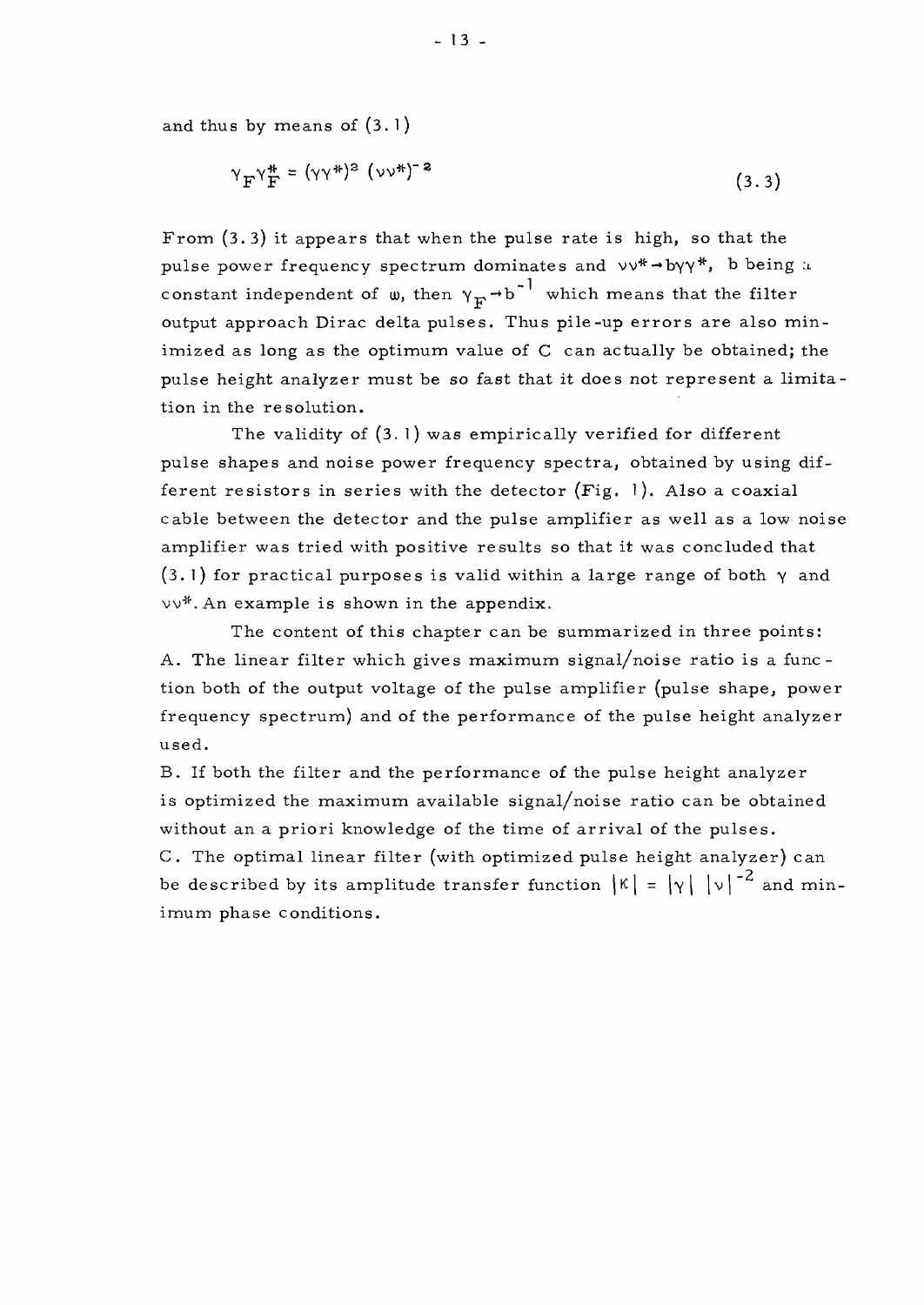and thus by means of (3.1)

$$\gamma_F \gamma_F^* = (\gamma\gamma^*)^2 \, (\nu\nu^*)^{-2} \tag{3.3}$$

From (3.3) it appears that when the pulse rate is high, so that the pulse power frequency spectrum dominates and $\nu\nu^* \rightarrow b\gamma\gamma^*$, b being a constant independent of $\omega$, then $\gamma_F \rightarrow b^{-1}$ which means that the filter output approach Dirac delta pulses. Thus pile-up errors are also minimized as long as the optimum value of C can actually be obtained; the pulse height analyzer must be so fast that it does not represent a limitation in the resolution.

The validity of (3.1) was empirically verified for different pulse shapes and noise power frequency spectra, obtained by using different resistors in series with the detector (Fig. 1). Also a coaxial cable between the detector and the pulse amplifier as well as a low noise amplifier was tried with positive results so that it was concluded that (3.1) for practical purposes is valid within a large range of both $\gamma$ and $\nu\nu^*$. An example is shown in the appendix.

The content of this chapter can be summarized in three points:

A. The linear filter which gives maximum signal/noise ratio is a function both of the output voltage of the pulse amplifier (pulse shape, power frequency spectrum) and of the performance of the pulse height analyzer used.

B. If both the filter and the performance of the pulse height analyzer is optimized the maximum available signal/noise ratio can be obtained without an a priori knowledge of the time of arrival of the pulses.

C. The optimal linear filter (with optimized pulse height analyzer) can be described by its amplitude transfer function $|\kappa| = |\gamma| \; |\nu|^{-2}$ and minimum phase conditions.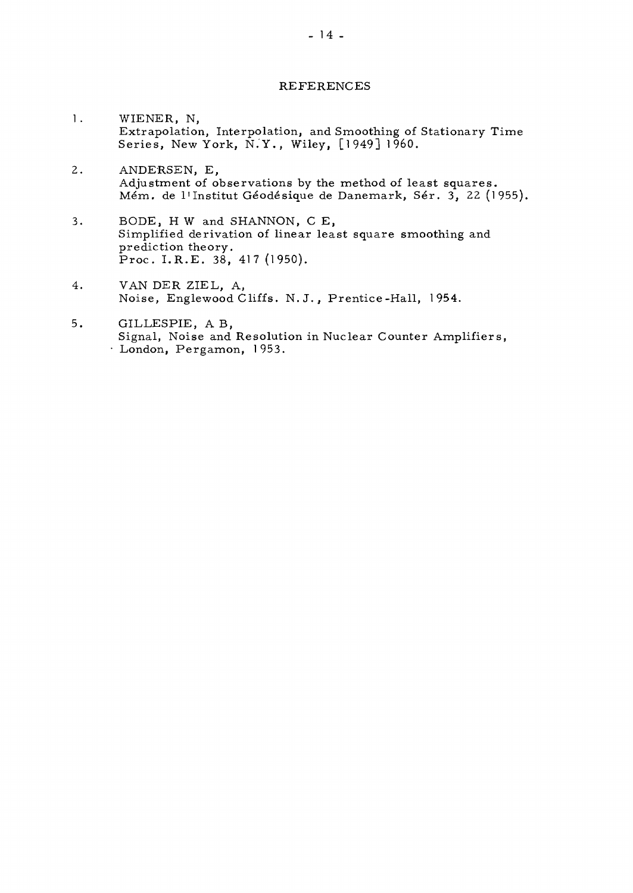# REFERENCES

1. WIENER, N,
   Extrapolation, Interpolation, and Smoothing of Stationary Time Series, New York, N.Y., Wiley, [1949] 1960.

2. ANDERSEN, E,
   Adjustment of observations by the method of least squares. Mém. de l'Institut Géodésique de Danemark, Sér. 3, 22 (1955).

3. BODE, H W and SHANNON, C E,
   Simplified derivation of linear least square smoothing and prediction theory.
   Proc. I.R.E. 38, 417 (1950).

4. VAN DER ZIEL, A,
   Noise, Englewood Cliffs. N.J., Prentice-Hall, 1954.

5. GILLESPIE, A B,
   Signal, Noise and Resolution in Nuclear Counter Amplifiers, London, Pergamon, 1953.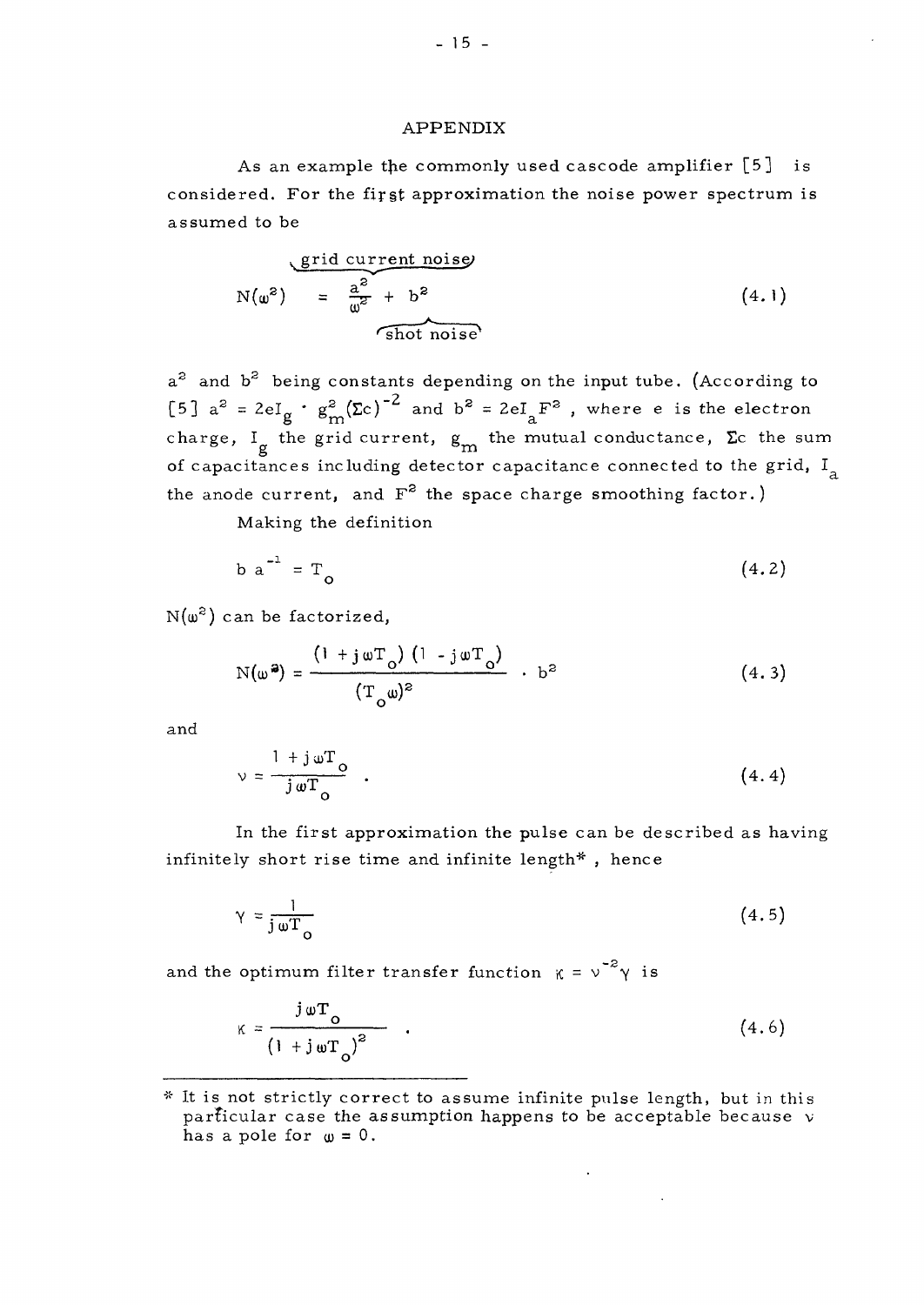## APPENDIX

As an example the commonly used cascode amplifier [5] is considered. For the first approximation the noise power spectrum is assumed to be

$$N(\omega^2) = \underbrace{\frac{a^2}{\omega^2}}_{\text{grid current noise}} + \underbrace{b^2}_{\text{shot noise}} \tag{4.1}$$

$a^2$ and $b^2$ being constants depending on the input tube. (According to [5] $a^2 = 2eI_g \cdot g_m^2 (\Sigma c)^{-2}$ and $b^2 = 2eI_a F^2$, where e is the electron charge, $I_g$ the grid current, $g_m$ the mutual conductance, $\Sigma c$ the sum of capacitances including detector capacitance connected to the grid, $I_a$ the anode current, and $F^2$ the space charge smoothing factor.)

Making the definition

$$b\, a^{-1} = T_o \tag{4.2}$$

$N(\omega^2)$ can be factorized,

$$N(\omega^2) = \frac{(1 + j\omega T_o)(1 - j\omega T_o)}{(T_o \omega)^2} \cdot b^2 \tag{4.3}$$

and

$$\nu = \frac{1 + j\omega T_o}{j\omega T_o} \; . \tag{4.4}$$

In the first approximation the pulse can be described as having infinitely short rise time and infinite length* , hence

$$\gamma = \frac{1}{j\omega T_o} \tag{4.5}$$

and the optimum filter transfer function $\kappa = \nu^{-2}\gamma$ is

$$\kappa = \frac{j\omega T_o}{(1 + j\omega T_o)^2} \; . \tag{4.6}$$

---

\* It is not strictly correct to assume infinite pulse length, but in this particular case the assumption happens to be acceptable because $\nu$ has a pole for $\omega = 0$.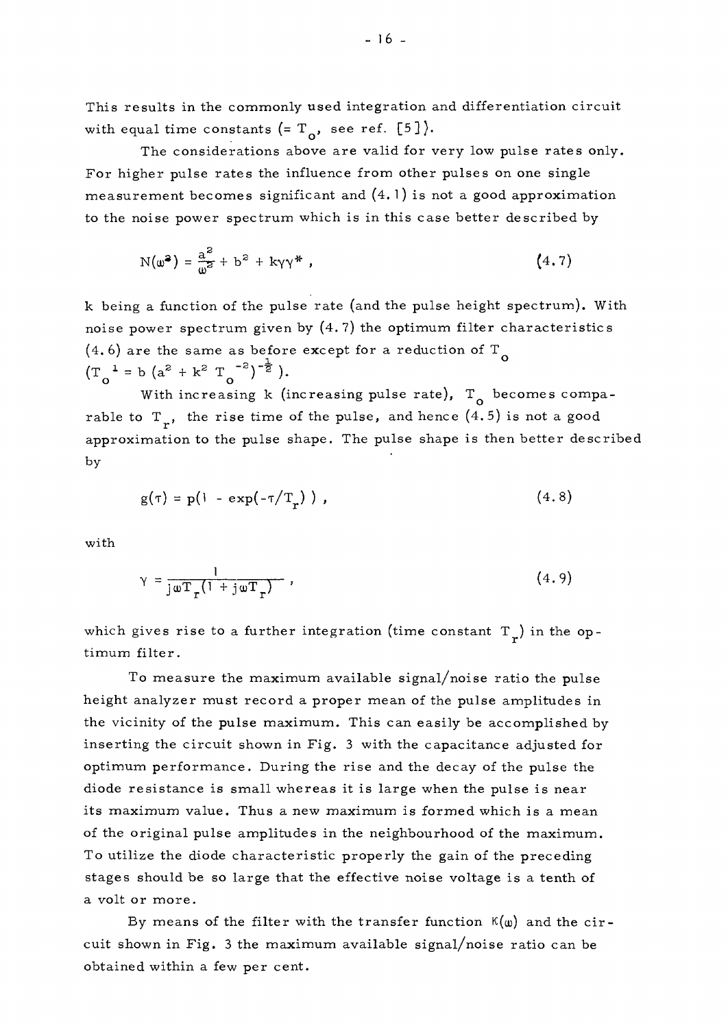This results in the commonly used integration and differentiation circuit with equal time constants (= $T_o$, see ref. [5]).

The considerations above are valid for very low pulse rates only. For higher pulse rates the influence from other pulses on one single measurement becomes significant and (4.1) is not a good approximation to the noise power spectrum which is in this case better described by

$$N(\omega^2) = \frac{a^2}{\omega^2} + b^2 + k\gamma\gamma^* , \tag{4.7}$$

k being a function of the pulse rate (and the pulse height spectrum). With noise power spectrum given by (4.7) the optimum filter characteristics (4.6) are the same as before except for a reduction of $T_o$ ($T_o^{\,1} = b\,(a^2 + k^2\,T_o^{\,-2})^{-\frac{1}{2}}$ ).

With increasing k (increasing pulse rate), $T_o$ becomes comparable to $T_r$, the rise time of the pulse, and hence (4.5) is not a good approximation to the pulse shape. The pulse shape is then better described by

$$g(\tau) = p(1 - \exp(-\tau/T_r)) , \tag{4.8}$$

with

$$\gamma = \frac{1}{j\omega T_r(1 + j\omega T_r)} , \tag{4.9}$$

which gives rise to a further integration (time constant $T_r$) in the optimum filter.

To measure the maximum available signal/noise ratio the pulse height analyzer must record a proper mean of the pulse amplitudes in the vicinity of the pulse maximum. This can easily be accomplished by inserting the circuit shown in Fig. 3 with the capacitance adjusted for optimum performance. During the rise and the decay of the pulse the diode resistance is small whereas it is large when the pulse is near its maximum value. Thus a new maximum is formed which is a mean of the original pulse amplitudes in the neighbourhood of the maximum. To utilize the diode characteristic properly the gain of the preceding stages should be so large that the effective noise voltage is a tenth of a volt or more.

By means of the filter with the transfer function $K(\omega)$ and the circuit shown in Fig. 3 the maximum available signal/noise ratio can be obtained within a few per cent.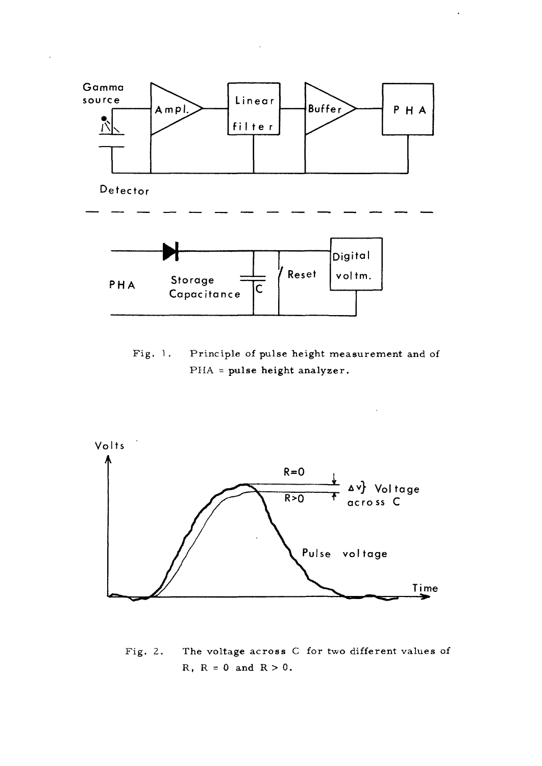Fig. 1. Principle of pulse height measurement and of PHA = pulse height analyzer.

Fig. 2. The voltage across C for two different values of R, R = 0 and R > 0.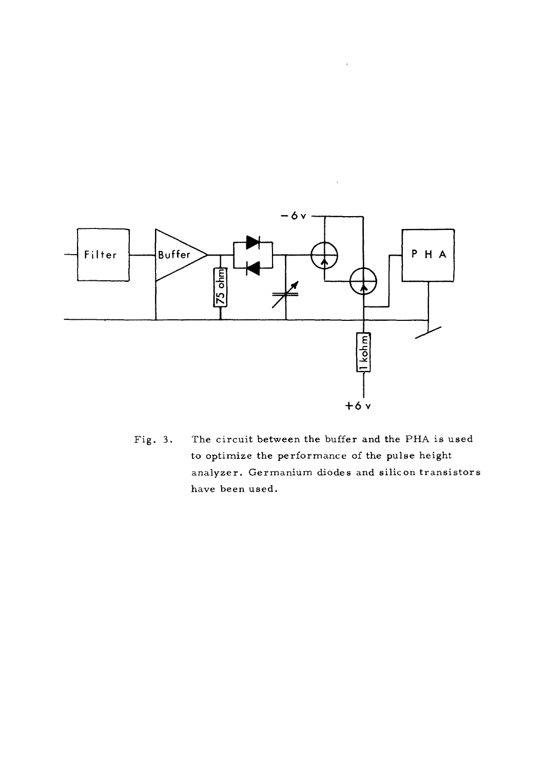Fig. 3. The circuit between the buffer and the PHA is used to optimize the performance of the pulse height analyzer. Germanium diodes and silicon transistors have been used.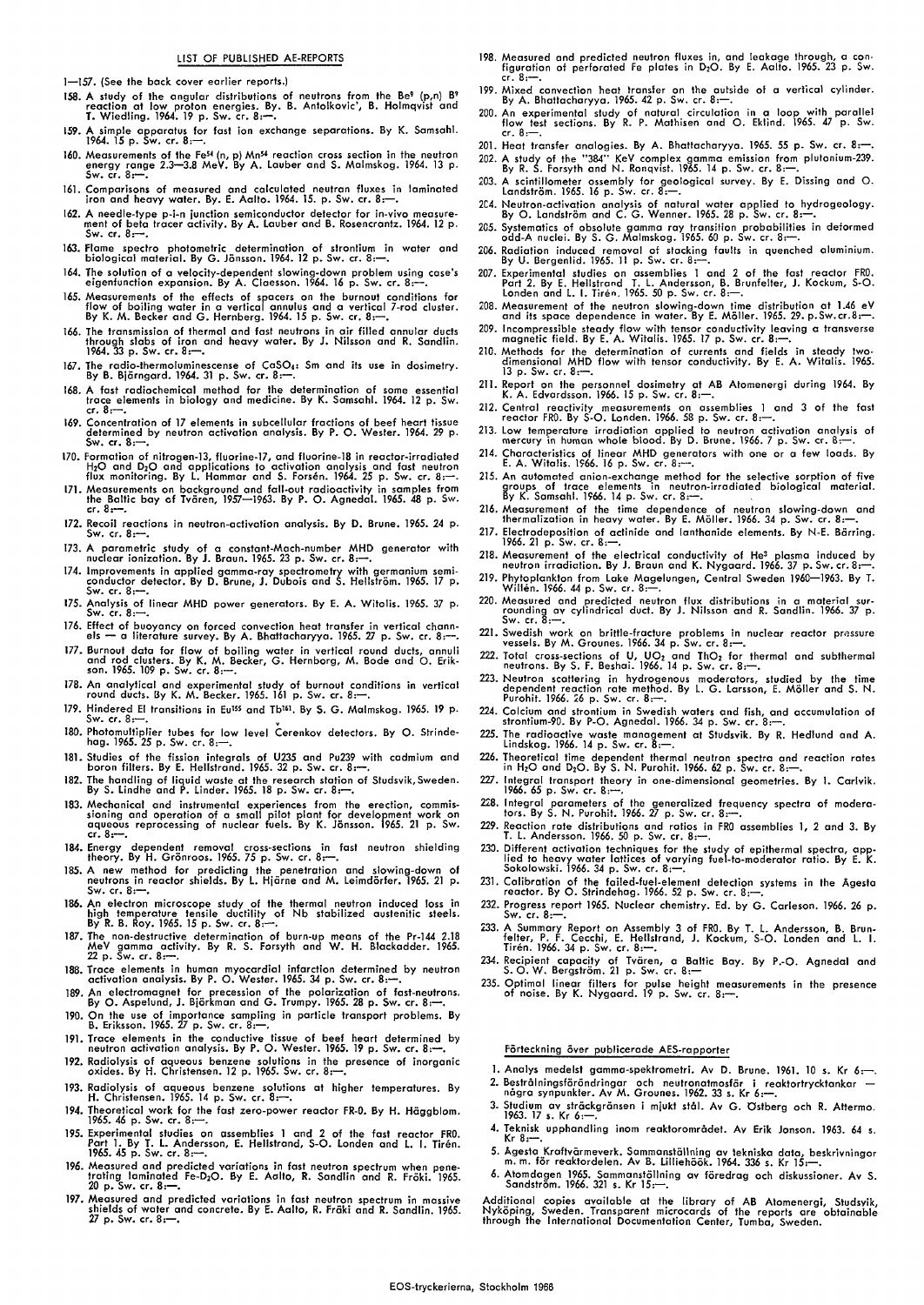## LIST OF PUBLISHED AE-REPORTS

1—157. (See the back cover earlier reports.)

158. A study of the angular distributions of neutrons from the $Be^{9}$ (p,n) $B^{9}$ reaction at low proton energies. By. B. Antolković, B. Holmqvist and T. Wiedling. 1964. 19 p. Sw. cr. 8:—.
159. A simple apparatus for fast ion exchange separations. By K. Samsahl. 1964. 15 p. Sw. cr. 8:—.
160. Measurements of the $Fe^{54}$ (n, p) $Mn^{54}$ reaction cross section in the neutron energy range 2.3—3.8 MeV. By A. Lauber and S. Malmskog. 1964. 13 p. Sw. cr. 8:—.
161. Comparisons of measured and calculated neutron fluxes in laminated iron and heavy water. By E. Aalto. 1964. 15. p. Sw. cr. 8:—.
162. A needle-type p-i-n junction semiconductor detector for in-vivo measurement of beta tracer activity. By A. Lauber and B. Rosencrantz. 1964. 12 p. Sw. cr. 8:—.
163. Flame spectro photometric determination of strontium in water and biological material. By G. Jönsson. 1964. 12 p. Sw. cr. 8:—.
164. The solution of a velocity-dependent slowing-down problem using case's eigenfunction expansion. By A. Claesson. 1964. 16 p. Sw. cr. 8:—.
165. Measurements of the effects of spacers on the burnout conditions for flow of boiling water in a vertical annulus and a vertical 7-rod cluster. By K. M. Becker and G. Hernberg. 1964. 15 p. Sw. cr. 8:—.
166. The transmission of thermal and fast neutrons in air filled annular ducts through slabs of iron and heavy water. By J. Nilsson and R. Sandlin. 1964. 33 p. Sw. cr. 8:—.
167. The radio-thermoluminescense of $CaSO_4$: Sm and its use in dosimetry. By B. Bjärngard. 1964. 31 p. Sw. cr. 8:—.
168. A fast radiochemical method for the determination of some essential trace elements in biology and medicine. By K. Samsahl. 1964. 12 p. Sw. cr. 8:—.
169. Concentration of 17 elements in subcellular fractions of beef heart tissue determined by neutron activation analysis. By P. O. Wester. 1964. 29 p. Sw. cr. 8:—.
170. Formation of nitrogen-13, fluorine-17, and fluorine-18 in reactor-irradiated $H_2O$ and $D_2O$ and applications to activation analysis and fast neutron flux monitoring. By L. Hammar and S. Forsén. 1964. 25 p. Sw. cr. 8:—.
171. Measurements on background and fall-out radioactivity in samples from the Baltic bay of Tvären, 1957—1963. By P. O. Agnedal. 1965. 48 p. Sw. cr. 8:—.
172. Recoil reactions in neutron-activation analysis. By D. Brune. 1965. 24 p. Sw. cr. 8:—.
173. A parametric study of a constant-Mach-number MHD generator with nuclear ionization. By J. Braun. 1965. 23 p. Sw. cr. 8:—.
174. Improvements in applied gamma-ray spectrometry with germanium semiconductor detector. By D. Brune, J. Dubois and S. Hellström. 1965. 17 p. Sw. cr. 8:—.
175. Analysis of linear MHD power generators. By E. A. Witalis. 1965. 37 p. Sw. cr. 8:—.
176. Effect of buoyancy on forced convection heat transfer in vertical channels — a literature survey. By A. Bhattacharyya. 1965. 27 p. Sw. cr. 8:—.
177. Burnout data for flow of boiling water in vertical round ducts, annuli and rod clusters. By K. M. Becker, G. Hernborg, M. Bode and O. Eriksson. 1965. 109 p. Sw. cr. 8:—.
178. An analytical and experimental study of burnout conditions in vertical round ducts. By K. M. Becker. 1965. 161 p. Sw. cr. 8:—.
179. Hindered El transitions in $Eu^{155}$ and $Tb^{161}$. By S. G. Malmskog. 1965. 19 p. Sw. cr. 8:—.
180. Photomultiplier tubes for low level Čerenkov detectors. By O. Strindehag. 1965. 25 p. Sw. cr. 8:—.
181. Studies of the fission integrals of U235 and Pu239 with cadmium and boron filters. By E. Hellstrand. 1965. 32 p. Sw. cr. 8:—.
182. The handling of liquid waste at the research station of Studsvik, Sweden. By S. Lindhe and P. Linder. 1965. 18 p. Sw. cr. 8:—.
183. Mechanical and instrumental experiences from the erection, commissioning and operation of a small pilot plant for development work on aqueous reprocessing of nuclear fuels. By K. Jönsson. 1965. 21 p. Sw. cr. 8:—.
184. Energy dependent removal cross-sections in fast neutron shielding theory. By H. Grönroos. 1965. 75 p. Sw. cr. 8:—.
185. A new method for predicting the penetration and slowing-down of neutrons in reactor shields. By L. Hjärne and M. Leimdörfer. 1965. 21 p. Sw. cr. 8:—.
186. An electron microscope study of the thermal neutron induced loss in high temperature tensile ductility of Nb stabilized austenitic steels. By R. B. Roy. 1965. 15 p. Sw. cr. 8:—.
187. The non-destructive determination of burn-up means of the Pr-144 2.18 MeV gamma activity. By R. S. Forsyth and W. H. Blackadder. 1965. 22 p. Sw. cr. 8:—.
188. Trace elements in human myocardial infarction determined by neutron activation analysis. By P. O. Wester. 1965. 34 p. Sw. cr. 8:—.
189. An electromagnet for precession of the polarization of fast-neutrons. By O. Aspelund, J. Björkman and G. Trumpy. 1965. 28 p. Sw. cr. 8:—.
190. On the use of importance sampling in particle transport problems. By B. Eriksson. 1965. 27 p. Sw. cr. 8:—.
191. Trace elements in the conductive tissue of beef heart determined by neutron activation analysis. By P. O. Wester. 1965. 19 p. Sw. cr. 8:—.
192. Radiolysis of aqueous benzene solutions in the presence of inorganic oxides. By H. Christensen. 12 p. 1965. Sw. cr. 8:—.
193. Radiolysis of aqueous benzene solutions at higher temperatures. By H. Christensen. 1965. 14 p. Sw. cr. 8:—.
194. Theoretical work for the fast zero-power reactor FR-0. By H. Häggblom. 1965. 46 p. Sw. cr. 8:—.
195. Experimental studies on assemblies 1 and 2 of the fast reactor FR0. Part 1. By T. L. Andersson, E. Hellstrand, S-O. Londen and L. I. Tirén. 1965. 45 p. Sw. cr. 8:—.
196. Measured and predicted variations in fast neutron spectrum when penetrating laminated Fe-$D_2O$. By E. Aalto, R. Sandlin and R. Fräki. 1965. 20 p. Sw. cr. 8:—.
197. Measured and predicted variations in fast neutron spectrum in massive shields of water and concrete. By E. Aalto, R. Fräki and R. Sandlin. 1965. 27 p. Sw. cr. 8:—.
198. Measured and predicted neutron fluxes in, and leakage through, a configuration of perforated Fe plates in $D_2O$. By E. Aalto. 1965. 23 p. Sw. cr. 8:—.
199. Mixed convection heat transfer on the outside of a vertical cylinder. By A. Bhattacharyya. 1965. 42 p. Sw. cr. 8:—.
200. An experimental study of natural circulation in a loop with parallel flow test sections. By R. P. Mathisen and O. Eklind. 1965. 47 p. Sw. cr. 8:—.
201. Heat transfer analogies. By A. Bhattacharyya. 1965. 55 p. Sw. cr. 8:—.
202. A study of the "384" KeV complex gamma emission from plutonium-239. By R. S. Forsyth and N. Ronqvist. 1965. 14 p. Sw. cr. 8:—.
203. A scintillometer assembly for geological survey. By E. Dissing and O. Landström. 1965. 16 p. Sw. cr. 8:—.
204. Neutron-activation analysis of natural water applied to hydrogeology. By O. Landström and C. G. Wenner. 1965. 28 p. Sw. cr. 8:—.
205. Systematics of absolute gamma ray transition probabilities in deformed odd-A nuclei. By S. G. Malmskog. 1965. 60 p. Sw. cr. 8:—.
206. Radiation induced removal of stacking faults in quenched aluminium. By U. Bergenlid. 1965. 11 p. Sw. cr. 8:—.
207. Experimental studies on assemblies 1 and 2 of the fast reactor FR0. Part 2. By E. Hellstrand, T. L. Andersson, B. Brunfelter, J. Kockum, S-O. Londen and L. I. Tirén. 1965. 50 p. Sw. cr. 8:—.
208. Measurement of the neutron slowing-down time distribution at 1.46 eV and its space dependence in water. By E. Möller. 1965. 29. p. Sw. cr. 8:—.
209. Incompressible steady flow with tensor conductivity leaving a transverse magnetic field. By E. A. Witalis. 1965. 17 p. Sw. cr. 8:—.
210. Methods for the determination of currents and fields in steady two-dimensional MHD flow with tensor conductivity. By E. A. Witalis. 1965. 13 p. Sw. cr. 8:—.
211. Report on the personnel dosimetry at AB Atomenergi during 1964. By K. A. Edvardsson. 1966. 15 p. Sw. cr. 8:—.
212. Central reactivity measurements on assemblies 1 and 3 of the fast reactor FR0. By S-O. Londen. 1966. 58 p. Sw. cr. 8:—.
213. Low temperature irradiation applied to neutron activation analysis of mercury in human whole blood. By D. Brune. 1966. 7 p. Sw. cr. 8:—.
214. Characteristics of linear MHD generators with one or a few loads. By E. A. Witalis. 1966. 16 p. Sw. cr. 8:—.
215. An automated anion-exchange method for the selective sorption of five groups of trace elements in neutron-irradiated biological material. By K. Samsahl. 1966. 14 p. Sw. cr. 8:—.
216. Measurement of the time dependence of neutron slowing-down and thermalization in heavy water. By E. Möller. 1966. 34 p. Sw. cr. 8:—.
217. Electrodeposition of actinide and lanthanide elements. By N-E. Bärring. 1966. 21 p. Sw. cr. 8:—.
218. Measurement of the electrical conductivity of $He^{3}$ plasma induced by neutron irradiation. By J. Braun and K. Nygaard. 1966. 37 p. Sw. cr. 8:—.
219. Phytoplankton from Lake Magelungen, Central Sweden 1960—1963. By T. Willén. 1966. 44 p. Sw. cr. 8:—.
220. Measured and predicted neutron flux distributions in a material surrounding av cylindrical duct. By J. Nilsson and R. Sandlin. 1966. 37 p. Sw. cr. 8:—.
221. Swedish work on brittle-fracture problems in nuclear reactor pressure vessels. By M. Grounes. 1966. 34 p. Sw. cr. 8:—.
222. Total cross-sections of U, $UO_2$ and $ThO_2$ for thermal and subthermal neutrons. By S. F. Beshai. 1966. 14 p. Sw. cr. 8:—.
223. Neutron scattering in hydrogenous moderators, studied by the time dependent reaction rate method. By L. G. Larsson, E. Möller and S. N. Purohit. 1966. 26 p. Sw. cr. 8:—.
224. Calcium and strontium in Swedish waters and fish, and accumulation of strontium-90. By P-O. Agnedal. 1966. 34 p. Sw. cr. 8:—.
225. The radioactive waste management at Studsvik. By R. Hedlund and A. Lindskog. 1966. 14 p. Sw. cr. 8:—.
226. Theoretical time dependent thermal neutron spectra and reaction rates in $H_2O$ and $D_2O$. By S. N. Purohit. 1966. 62 p. Sw. cr. 8:—.
227. Integral transport theory in one-dimensional geometries. By I. Carlvik. 1966. 65 p. Sw. cr. 8:—.
228. Integral parameters of the generalized frequency spectra of moderators. By S. N. Purohit. 1966. 27 p. Sw. cr. 8:—.
229. Reaction rate distributions and ratios in FR0 assemblies 1, 2 and 3. By T. L. Andersson. 1966. 50 p. Sw. cr. 8:—.
230. Different activation techniques for the study of epithermal spectra, applied to heavy water lattices of varying fuel-to-moderator ratio. By E. K. Sokolowski. 1966. 34 p. Sw. cr. 8:—.
231. Calibration of the failed-fuel-element detection systems in the Ågesta reactor. By O. Strindehag. 1966. 52 p. Sw. cr. 8:—.
232. Progress report 1965. Nuclear chemistry. Ed. by G. Carleson. 1966. 26 p. Sw. cr. 8:—.
233. A Summary Report on Assembly 3 of FR0. By T. L. Andersson, B. Brunfelter, P. F. Cecchi, E. Hellstrand, J. Kockum, S-O. Londen and L. I. Tirén. 1966. 34 p. Sw. cr. 8:—.
234. Recipient capacity of Tvären, a Baltic Bay. By P.-O. Agnedal and S. O. W. Bergström. 21 p. Sw. cr. 8:—.
235. Optimal linear filters for pulse height measurements in the presence of noise. By K. Nygaard. 19 p. Sw. cr. 8:—.

### Förteckning över publicerade AES-rapporter

1. Analys medelst gamma-spektrometri. Av D. Brune. 1961. 10 s. Kr 6:—.
2. Bestrålningsförändringar och neutronatmosfär i reaktortrycktankar — några synpunkter. Av M. Grounes. 1962. 33 s. Kr 6:—.
3. Studium av sträckgränsen i mjukt stål. Av G. Östberg och R. Attermo. 1963. 17 s. Kr 6:—.
4. Teknisk upphandling inom reaktorområdet. Av Erik Jonson. 1963. 64 s. Kr 8:—.
5. Ågesta Kraftvärmeverk. Sammanställning av tekniska data, beskrivningar m. m. för reaktordelen. Av B. Lilliehöök. 1964. 336 s. Kr 15:—.
6. Atomdagen 1965. Sammanställning av föredrag och diskussioner. Av S. Sandström. 1966. 321 s. Kr 15:—.

Additional copies available at the library of AB Atomenergi, Studsvik, Nyköping, Sweden. Transparent microcards of the reports are obtainable through the International Documentation Center, Tumba, Sweden.

EOS-tryckerierna, Stockholm 1966